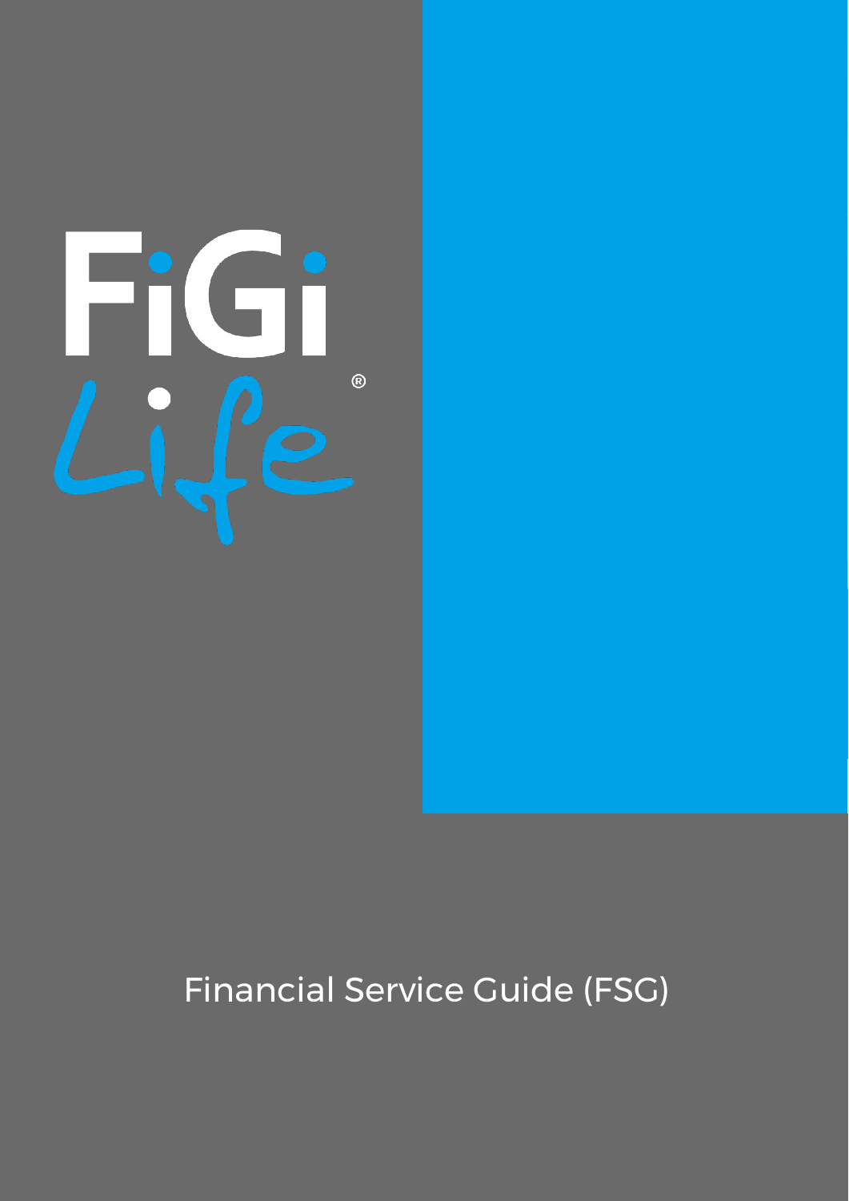FiGi Life®

# Financial Service Guide (FSG)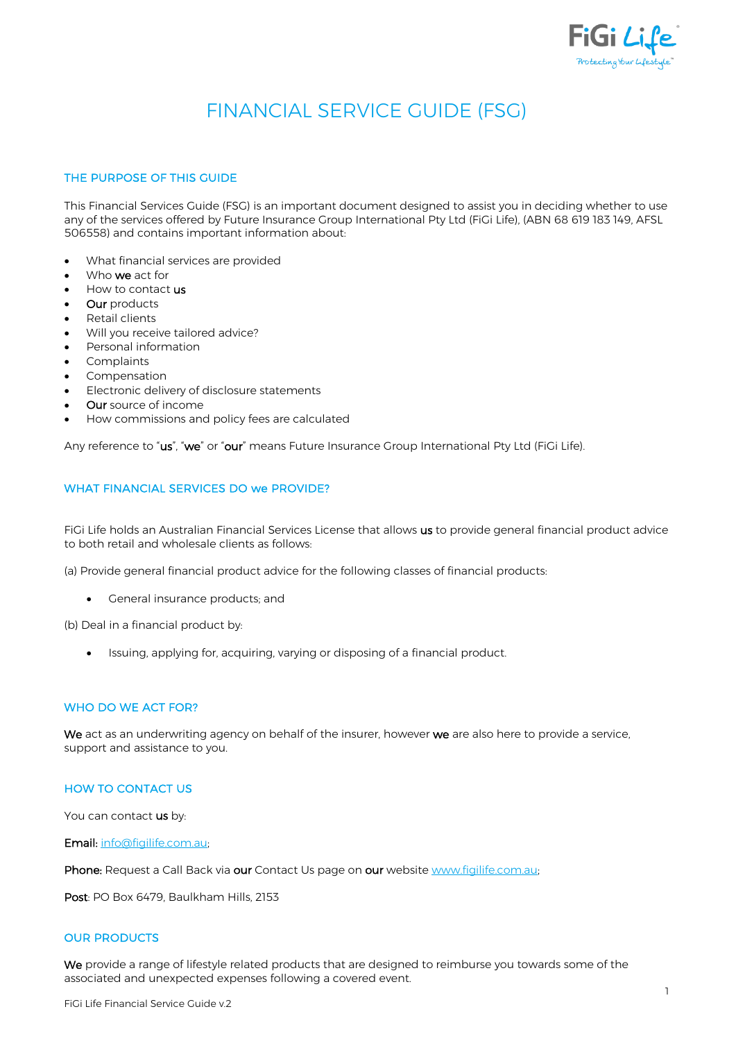# FINANCIAL SERVICE GUIDE (FSG)

## THE PURPOSE OF THIS GUIDE

This Financial Services Guide (FSG) is an important document designed to assist you in deciding whether to use any of the services offered by Future Insurance Group International Pty Ltd (FiGi Life), (ABN 68 619 183 149, AFSL 506558) and contains important information about:

- What financial services are provided
- Who **we** act for
- How to contact **us**
- **Our** products
- Retail clients
- Will you receive tailored advice?
- Personal information
- Complaints
- Compensation
- Electronic delivery of disclosure statements
- **Our** source of income
- How commissions and policy fees are calculated

Any reference to "**us**", "**we**" or "**our**" means Future Insurance Group International Pty Ltd (FiGi Life).

## WHAT FINANCIAL SERVICES DO we PROVIDE?

FiGi Life holds an Australian Financial Services License that allows **us** to provide general financial product advice to both retail and wholesale clients as follows:

(a) Provide general financial product advice for the following classes of financial products:

- General insurance products; and

(b) Deal in a financial product by:

- Issuing, applying for, acquiring, varying or disposing of a financial product.

## WHO DO WE ACT FOR?

**We** act as an underwriting agency on behalf of the insurer, however **we** are also here to provide a service, support and assistance to you.

## HOW TO CONTACT US

You can contact **us** by:

**Email:** info@figilife.com.au;

**Phone:** Request a Call Back via **our** Contact Us page on **our** website www.figilife.com.au;

**Post**: PO Box 6479, Baulkham Hills, 2153

## OUR PRODUCTS

**We** provide a range of lifestyle related products that are designed to reimburse you towards some of the associated and unexpected expenses following a covered event.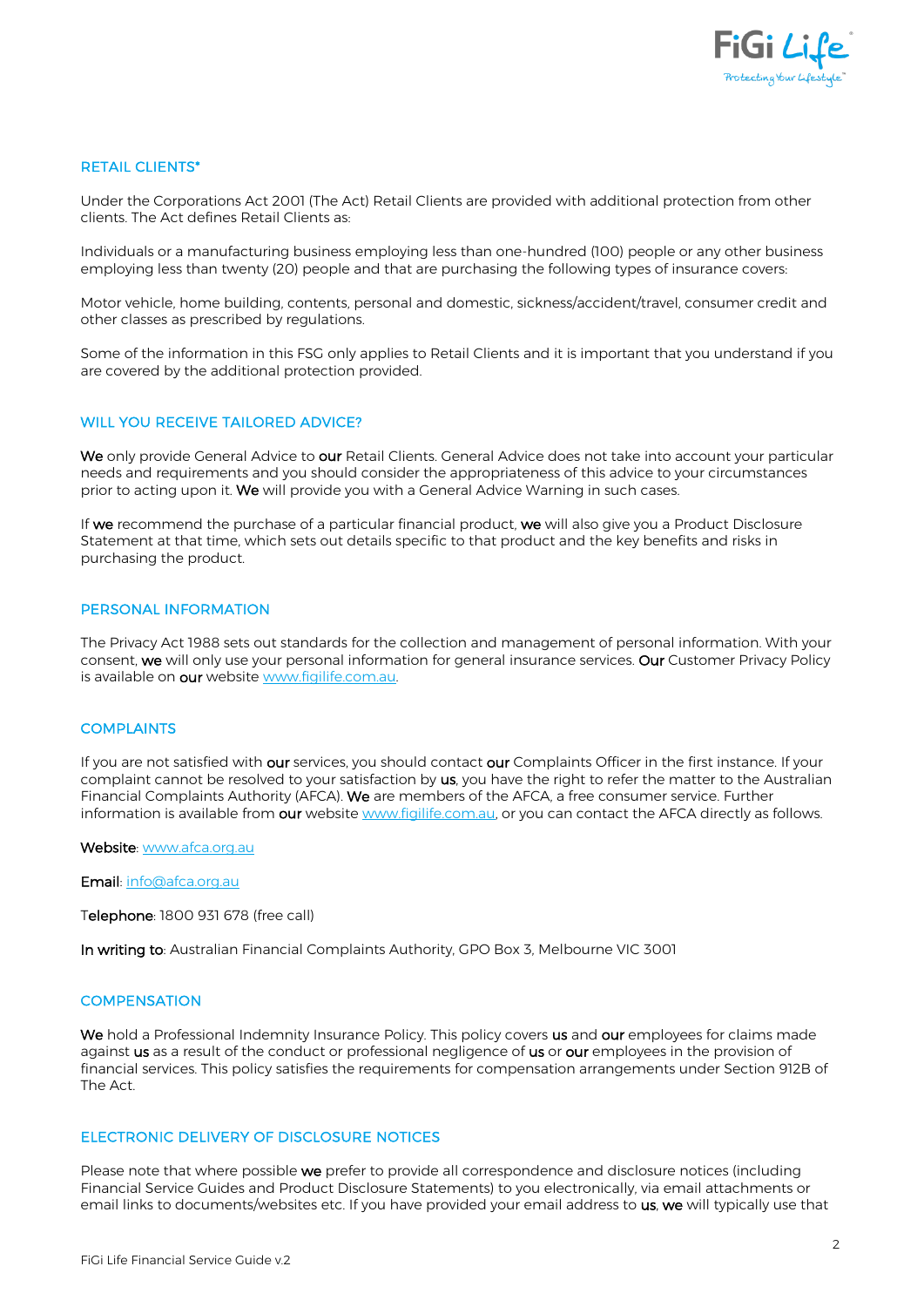## RETAIL CLIENTS*

Under the Corporations Act 2001 (The Act) Retail Clients are provided with additional protection from other clients. The Act defines Retail Clients as:

Individuals or a manufacturing business employing less than one-hundred (100) people or any other business employing less than twenty (20) people and that are purchasing the following types of insurance covers:

Motor vehicle, home building, contents, personal and domestic, sickness/accident/travel, consumer credit and other classes as prescribed by regulations.

Some of the information in this FSG only applies to Retail Clients and it is important that you understand if you are covered by the additional protection provided.

## WILL YOU RECEIVE TAILORED ADVICE?

**We** only provide General Advice to **our** Retail Clients. General Advice does not take into account your particular needs and requirements and you should consider the appropriateness of this advice to your circumstances prior to acting upon it. **We** will provide you with a General Advice Warning in such cases.

If **we** recommend the purchase of a particular financial product, **we** will also give you a Product Disclosure Statement at that time, which sets out details specific to that product and the key benefits and risks in purchasing the product.

## PERSONAL INFORMATION

The Privacy Act 1988 sets out standards for the collection and management of personal information. With your consent, **we** will only use your personal information for general insurance services. **Our** Customer Privacy Policy is available on **our** website www.figilife.com.au.

## COMPLAINTS

If you are not satisfied with **our** services, you should contact **our** Complaints Officer in the first instance. If your complaint cannot be resolved to your satisfaction by **us**, you have the right to refer the matter to the Australian Financial Complaints Authority (AFCA). **We** are members of the AFCA, a free consumer service. Further information is available from **our** website www.figilife.com.au, or you can contact the AFCA directly as follows.

**Website**: www.afca.org.au

**Email**: info@afca.org.au

**Telephone**: 1800 931 678 (free call)

**In writing to**: Australian Financial Complaints Authority, GPO Box 3, Melbourne VIC 3001

## COMPENSATION

**We** hold a Professional Indemnity Insurance Policy. This policy covers **us** and **our** employees for claims made against **us** as a result of the conduct or professional negligence of **us** or **our** employees in the provision of financial services. This policy satisfies the requirements for compensation arrangements under Section 912B of The Act.

## ELECTRONIC DELIVERY OF DISCLOSURE NOTICES

Please note that where possible **we** prefer to provide all correspondence and disclosure notices (including Financial Service Guides and Product Disclosure Statements) to you electronically, via email attachments or email links to documents/websites etc. If you have provided your email address to **us**, **we** will typically use that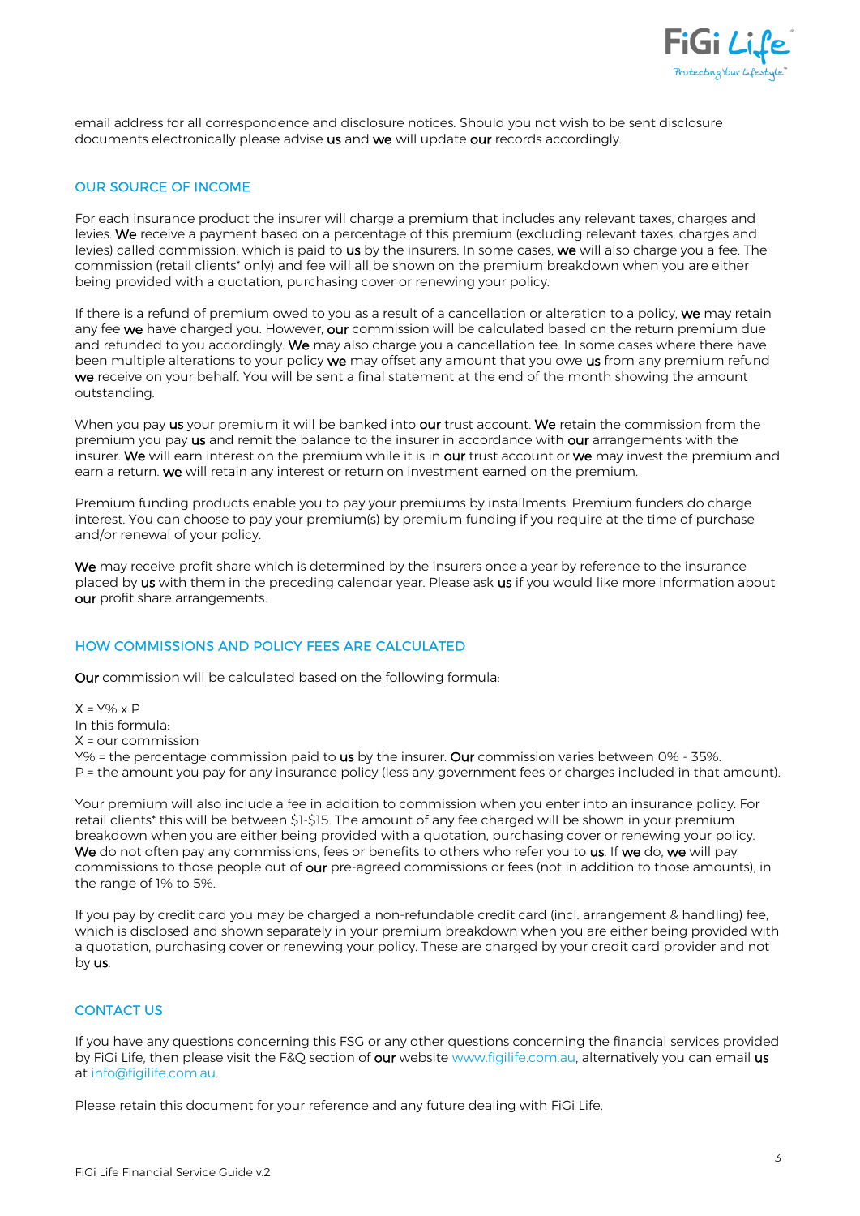email address for all correspondence and disclosure notices. Should you not wish to be sent disclosure documents electronically please advise **us** and **we** will update **our** records accordingly.

## OUR SOURCE OF INCOME

For each insurance product the insurer will charge a premium that includes any relevant taxes, charges and levies. **We** receive a payment based on a percentage of this premium (excluding relevant taxes, charges and levies) called commission, which is paid to **us** by the insurers. In some cases, **we** will also charge you a fee. The commission (retail clients* only) and fee will all be shown on the premium breakdown when you are either being provided with a quotation, purchasing cover or renewing your policy.

If there is a refund of premium owed to you as a result of a cancellation or alteration to a policy, **we** may retain any fee **we** have charged you. However, **our** commission will be calculated based on the return premium due and refunded to you accordingly. **We** may also charge you a cancellation fee. In some cases where there have been multiple alterations to your policy **we** may offset any amount that you owe **us** from any premium refund **we** receive on your behalf. You will be sent a final statement at the end of the month showing the amount outstanding.

When you pay **us** your premium it will be banked into **our** trust account. **We** retain the commission from the premium you pay **us** and remit the balance to the insurer in accordance with **our** arrangements with the insurer. **We** will earn interest on the premium while it is in **our** trust account or **we** may invest the premium and earn a return. **we** will retain any interest or return on investment earned on the premium.

Premium funding products enable you to pay your premiums by installments. Premium funders do charge interest. You can choose to pay your premium(s) by premium funding if you require at the time of purchase and/or renewal of your policy.

**We** may receive profit share which is determined by the insurers once a year by reference to the insurance placed by **us** with them in the preceding calendar year. Please ask **us** if you would like more information about **our** profit share arrangements.

## HOW COMMISSIONS AND POLICY FEES ARE CALCULATED

**Our** commission will be calculated based on the following formula:

X = Y% x P
In this formula:
X = our commission
Y% = the percentage commission paid to **us** by the insurer. **Our** commission varies between 0% - 35%.
P = the amount you pay for any insurance policy (less any government fees or charges included in that amount).

Your premium will also include a fee in addition to commission when you enter into an insurance policy. For retail clients* this will be between $1-$15. The amount of any fee charged will be shown in your premium breakdown when you are either being provided with a quotation, purchasing cover or renewing your policy. **We** do not often pay any commissions, fees or benefits to others who refer you to **us**. If **we** do, **we** will pay commissions to those people out of **our** pre-agreed commissions or fees (not in addition to those amounts), in the range of 1% to 5%.

If you pay by credit card you may be charged a non-refundable credit card (incl. arrangement & handling) fee, which is disclosed and shown separately in your premium breakdown when you are either being provided with a quotation, purchasing cover or renewing your policy. These are charged by your credit card provider and not by **us**.

## CONTACT US

If you have any questions concerning this FSG or any other questions concerning the financial services provided by FiGi Life, then please visit the F&Q section of **our** website www.figilife.com.au, alternatively you can email **us** at info@figilife.com.au.

Please retain this document for your reference and any future dealing with FiGi Life.